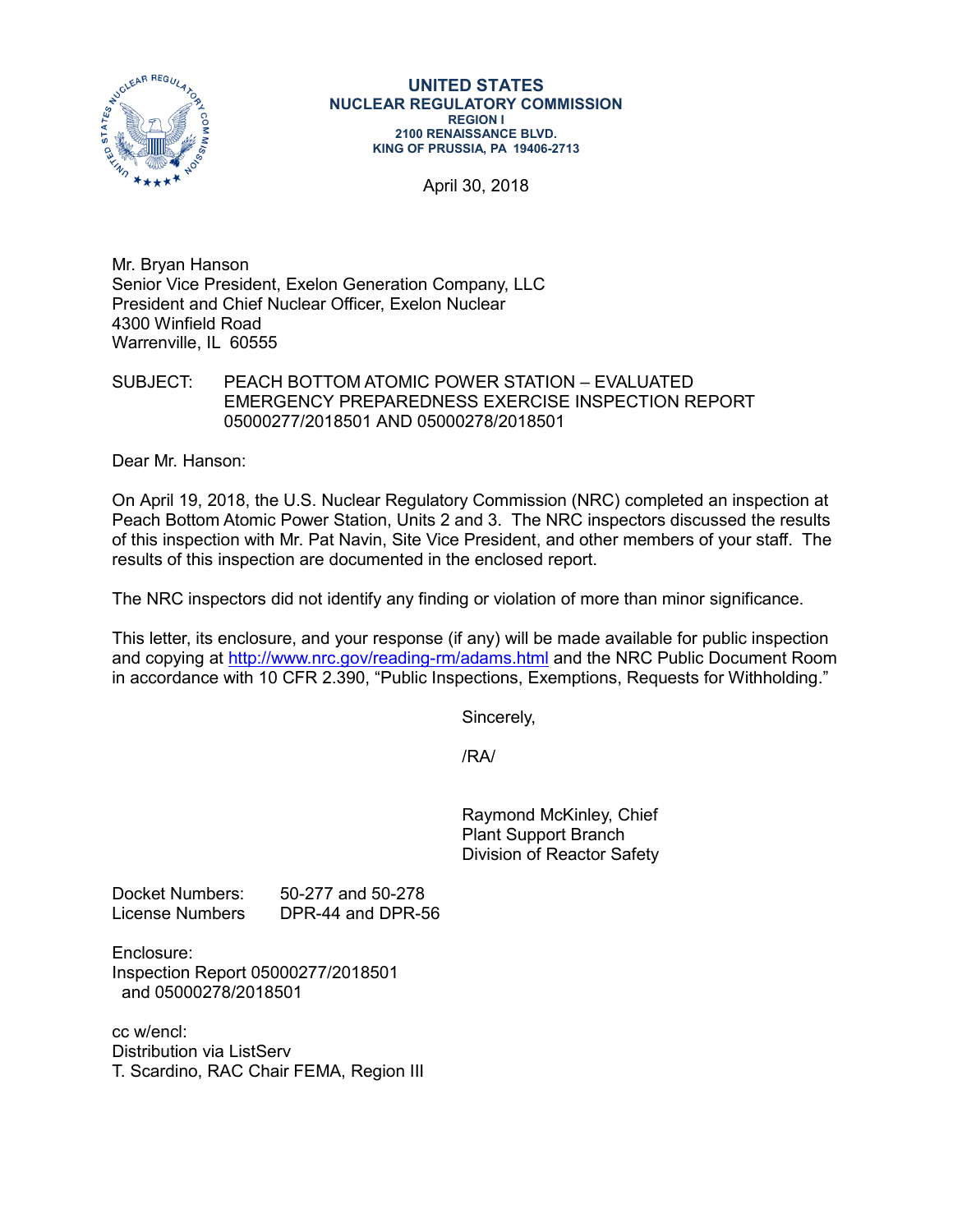**UNITED STATES**
**NUCLEAR REGULATORY COMMISSION**
**REGION I**
**2100 RENAISSANCE BLVD.**
**KING OF PRUSSIA, PA 19406-2713**

April 30, 2018

Mr. Bryan Hanson
Senior Vice President, Exelon Generation Company, LLC
President and Chief Nuclear Officer, Exelon Nuclear
4300 Winfield Road
Warrenville, IL 60555

SUBJECT: PEACH BOTTOM ATOMIC POWER STATION – EVALUATED EMERGENCY PREPAREDNESS EXERCISE INSPECTION REPORT 05000277/2018501 AND 05000278/2018501

Dear Mr. Hanson:

On April 19, 2018, the U.S. Nuclear Regulatory Commission (NRC) completed an inspection at Peach Bottom Atomic Power Station, Units 2 and 3. The NRC inspectors discussed the results of this inspection with Mr. Pat Navin, Site Vice President, and other members of your staff. The results of this inspection are documented in the enclosed report.

The NRC inspectors did not identify any finding or violation of more than minor significance.

This letter, its enclosure, and your response (if any) will be made available for public inspection and copying at http://www.nrc.gov/reading-rm/adams.html and the NRC Public Document Room in accordance with 10 CFR 2.390, "Public Inspections, Exemptions, Requests for Withholding."

Sincerely,

/RA/

Raymond McKinley, Chief
Plant Support Branch
Division of Reactor Safety

Docket Numbers: 50-277 and 50-278
License Numbers DPR-44 and DPR-56

Enclosure:
Inspection Report 05000277/2018501
and 05000278/2018501

cc w/encl:
Distribution via ListServ
T. Scardino, RAC Chair FEMA, Region III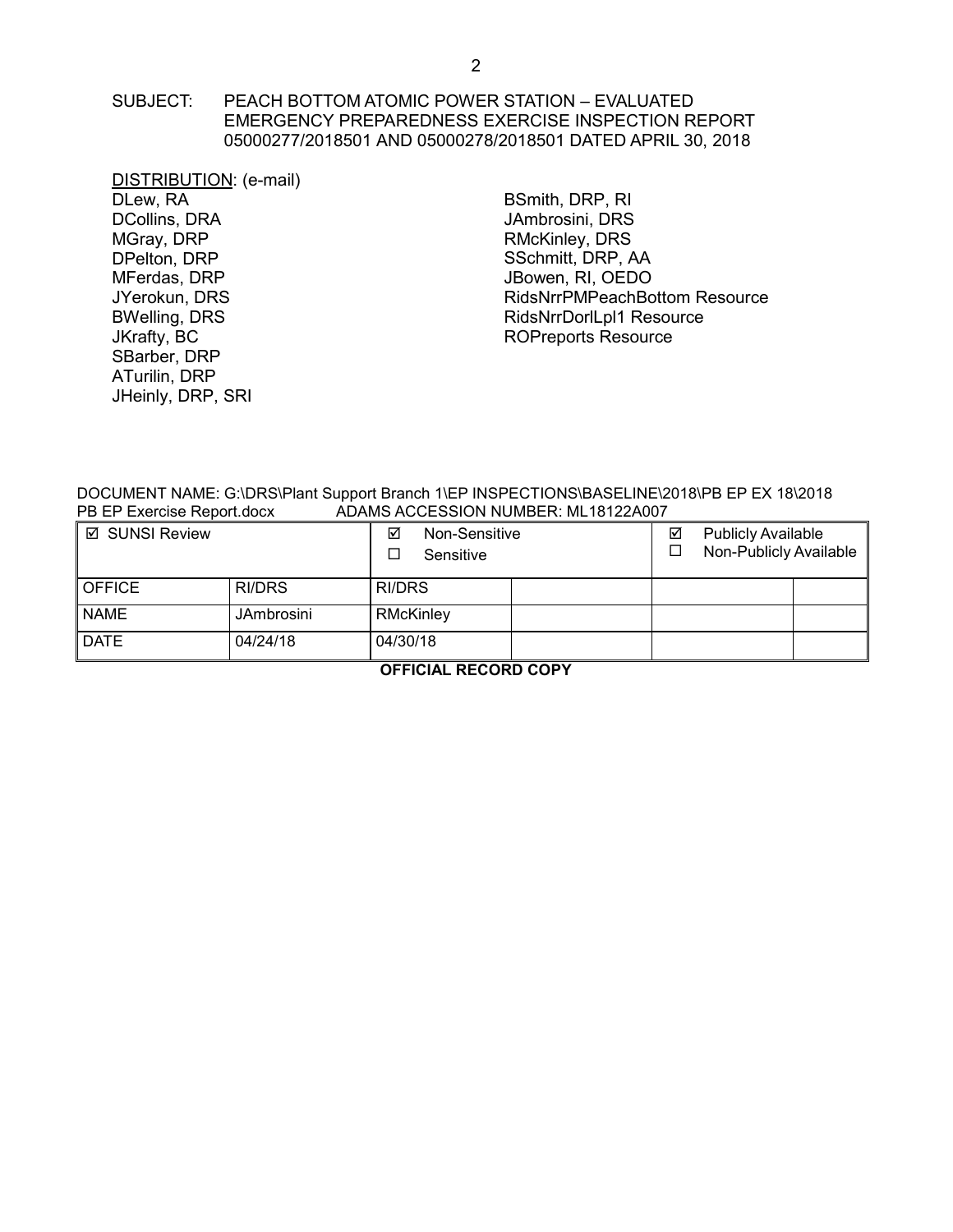SUBJECT: PEACH BOTTOM ATOMIC POWER STATION – EVALUATED EMERGENCY PREPAREDNESS EXERCISE INSPECTION REPORT 05000277/2018501 AND 05000278/2018501 DATED APRIL 30, 2018

DISTRIBUTION: (e-mail)

DLew, RA
DCollins, DRA
MGray, DRP
DPelton, DRP
MFerdas, DRP
JYerokun, DRS
BWelling, DRS
JKrafty, BC
SBarber, DRP
ATurilin, DRP
JHeinly, DRP, SRI
BSmith, DRP, RI
JAmbrosini, DRS
RMcKinley, DRS
SSchmitt, DRP, AA
JBowen, RI, OEDO
RidsNrrPMPeachBottom Resource
RidsNrrDorlLpl1 Resource
ROPreports Resource

DOCUMENT NAME: G:\DRS\Plant Support Branch 1\EP INSPECTIONS\BASELINE\2018\PB EP EX 18\2018 PB EP Exercise Report.docx ADAMS ACCESSION NUMBER: ML18122A007

| ☑ SUNSI Review | | ☑ Non-Sensitive ☐ Sensitive | | ☑ Publicly Available ☐ Non-Publicly Available | |
|---|---|---|---|---|---|
| OFFICE | RI/DRS | RI/DRS | | | |
| NAME | JAmbrosini | RMcKinley | | | |
| DATE | 04/24/18 | 04/30/18 | | | |

**OFFICIAL RECORD COPY**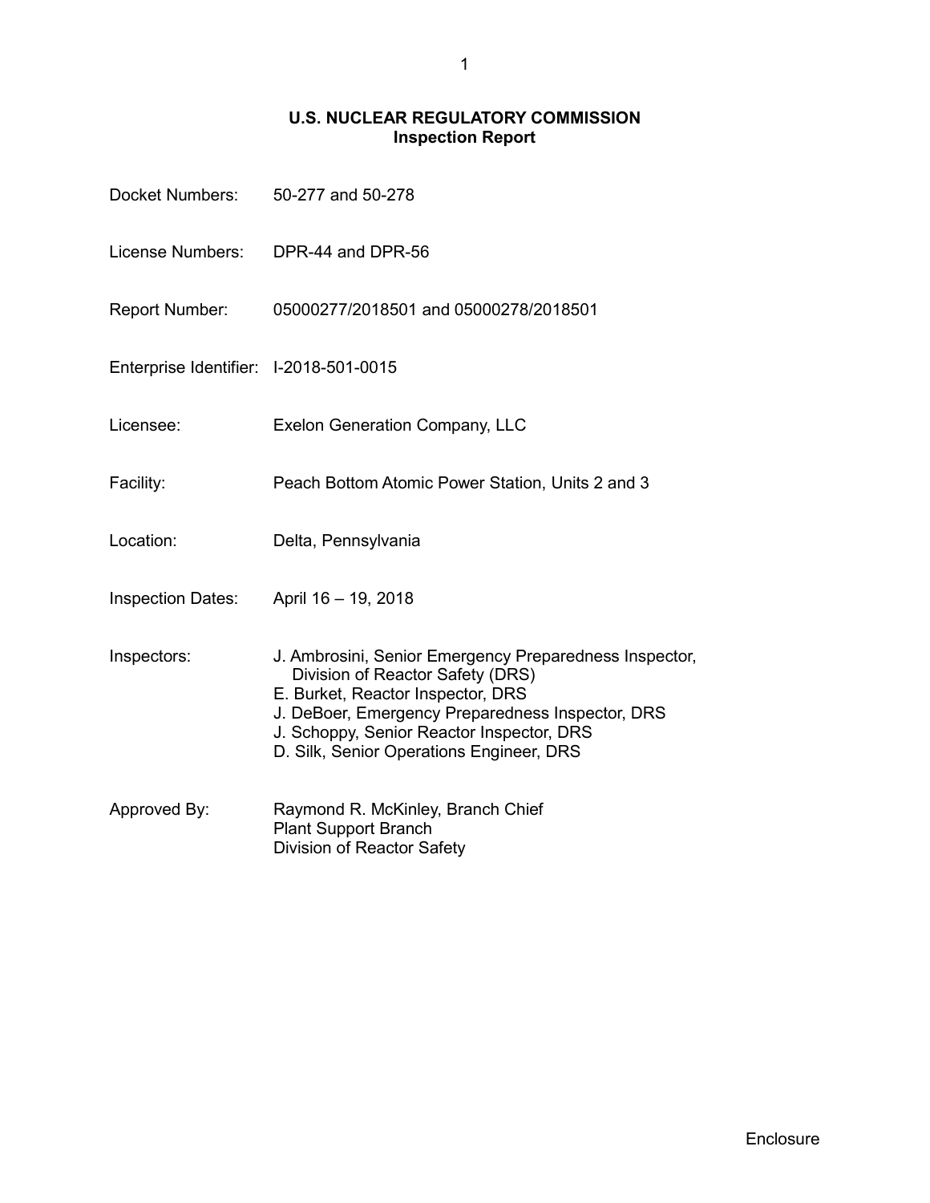**U.S. NUCLEAR REGULATORY COMMISSION**
**Inspection Report**

| | |
|---|---|
| Docket Numbers: | 50-277 and 50-278 |
| License Numbers: | DPR-44 and DPR-56 |
| Report Number: | 05000277/2018501 and 05000278/2018501 |
| Enterprise Identifier: | I-2018-501-0015 |
| Licensee: | Exelon Generation Company, LLC |
| Facility: | Peach Bottom Atomic Power Station, Units 2 and 3 |
| Location: | Delta, Pennsylvania |
| Inspection Dates: | April 16 – 19, 2018 |
| Inspectors: | J. Ambrosini, Senior Emergency Preparedness Inspector, Division of Reactor Safety (DRS)<br>E. Burket, Reactor Inspector, DRS<br>J. DeBoer, Emergency Preparedness Inspector, DRS<br>J. Schoppy, Senior Reactor Inspector, DRS<br>D. Silk, Senior Operations Engineer, DRS |
| Approved By: | Raymond R. McKinley, Branch Chief<br>Plant Support Branch<br>Division of Reactor Safety |

Enclosure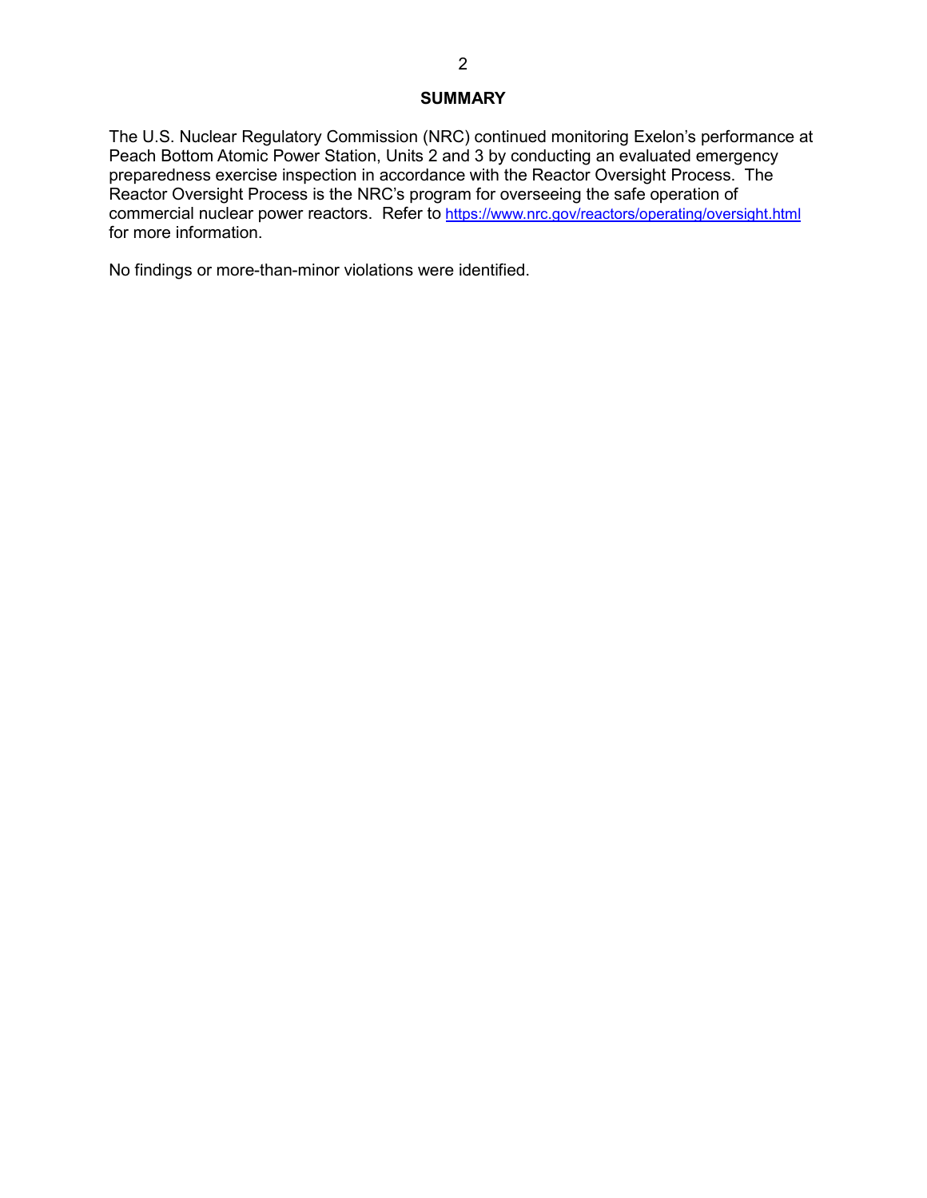## SUMMARY

The U.S. Nuclear Regulatory Commission (NRC) continued monitoring Exelon's performance at Peach Bottom Atomic Power Station, Units 2 and 3 by conducting an evaluated emergency preparedness exercise inspection in accordance with the Reactor Oversight Process. The Reactor Oversight Process is the NRC's program for overseeing the safe operation of commercial nuclear power reactors. Refer to https://www.nrc.gov/reactors/operating/oversight.html for more information.

No findings or more-than-minor violations were identified.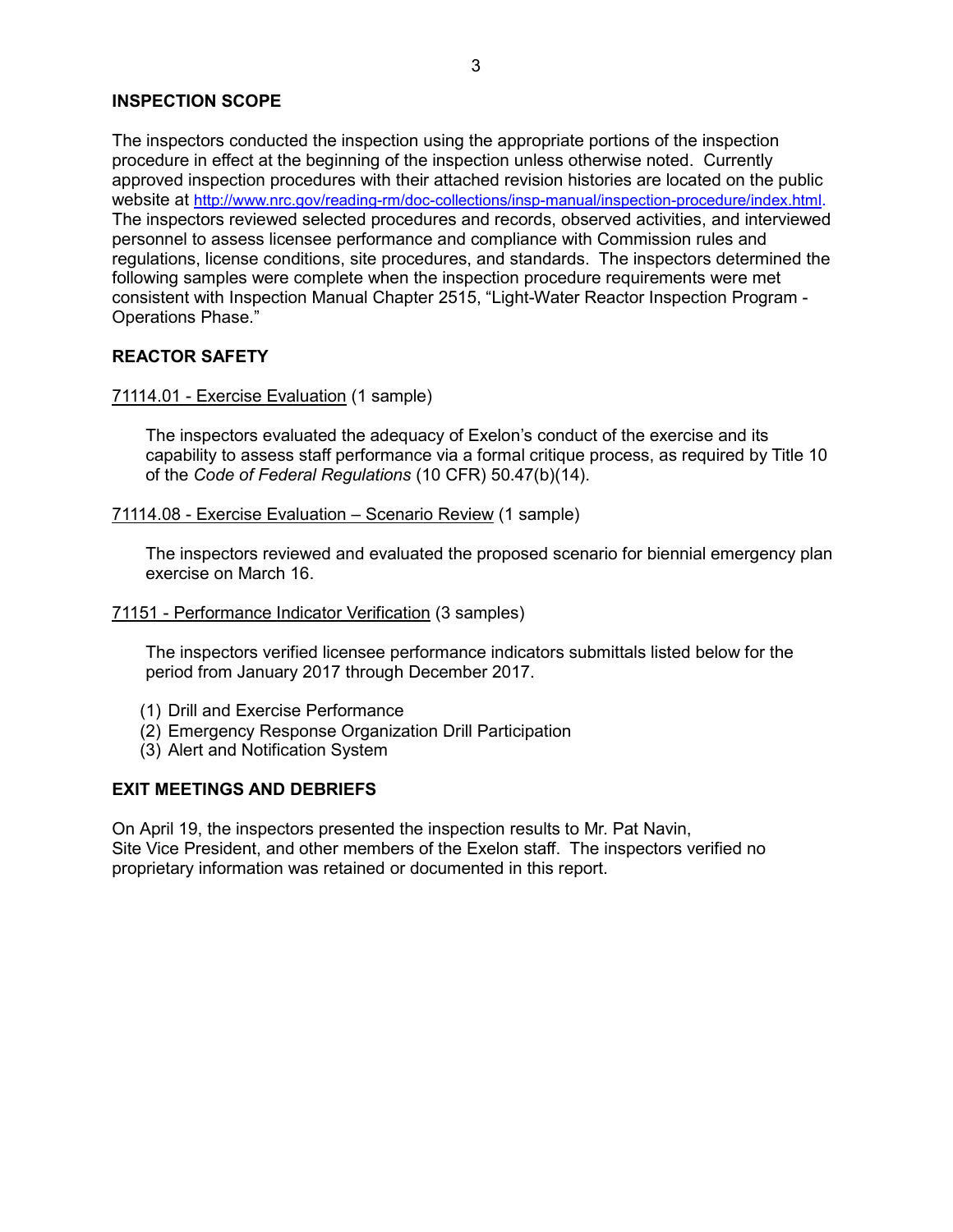## INSPECTION SCOPE

The inspectors conducted the inspection using the appropriate portions of the inspection procedure in effect at the beginning of the inspection unless otherwise noted. Currently approved inspection procedures with their attached revision histories are located on the public website at http://www.nrc.gov/reading-rm/doc-collections/insp-manual/inspection-procedure/index.html. The inspectors reviewed selected procedures and records, observed activities, and interviewed personnel to assess licensee performance and compliance with Commission rules and regulations, license conditions, site procedures, and standards. The inspectors determined the following samples were complete when the inspection procedure requirements were met consistent with Inspection Manual Chapter 2515, "Light-Water Reactor Inspection Program - Operations Phase."

## REACTOR SAFETY

71114.01 - Exercise Evaluation (1 sample)

The inspectors evaluated the adequacy of Exelon's conduct of the exercise and its capability to assess staff performance via a formal critique process, as required by Title 10 of the *Code of Federal Regulations* (10 CFR) 50.47(b)(14).

71114.08 - Exercise Evaluation – Scenario Review (1 sample)

The inspectors reviewed and evaluated the proposed scenario for biennial emergency plan exercise on March 16.

71151 - Performance Indicator Verification (3 samples)

The inspectors verified licensee performance indicators submittals listed below for the period from January 2017 through December 2017.

(1) Drill and Exercise Performance
(2) Emergency Response Organization Drill Participation
(3) Alert and Notification System

## EXIT MEETINGS AND DEBRIEFS

On April 19, the inspectors presented the inspection results to Mr. Pat Navin, Site Vice President, and other members of the Exelon staff. The inspectors verified no proprietary information was retained or documented in this report.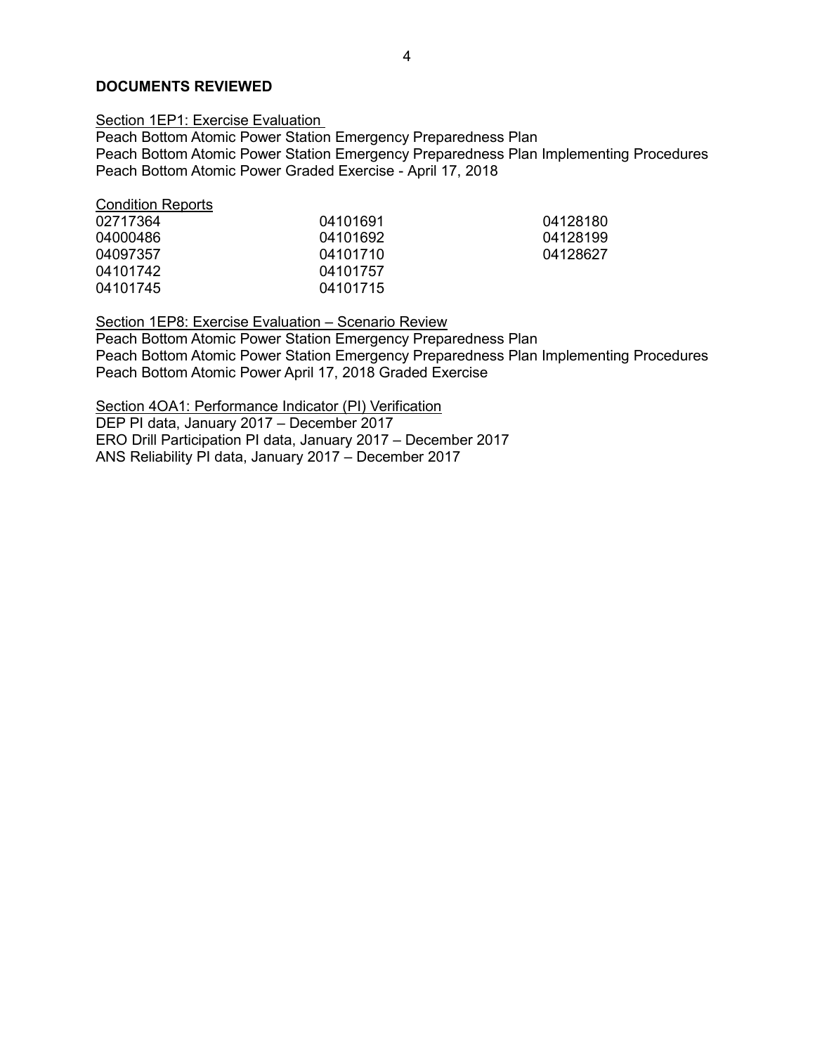**DOCUMENTS REVIEWED**

Section 1EP1: Exercise Evaluation

Peach Bottom Atomic Power Station Emergency Preparedness Plan
Peach Bottom Atomic Power Station Emergency Preparedness Plan Implementing Procedures
Peach Bottom Atomic Power Graded Exercise - April 17, 2018

Condition Reports

| | | |
|---|---|---|
| 02717364 | 04101691 | 04128180 |
| 04000486 | 04101692 | 04128199 |
| 04097357 | 04101710 | 04128627 |
| 04101742 | 04101757 | |
| 04101745 | 04101715 | |

Section 1EP8: Exercise Evaluation – Scenario Review

Peach Bottom Atomic Power Station Emergency Preparedness Plan
Peach Bottom Atomic Power Station Emergency Preparedness Plan Implementing Procedures
Peach Bottom Atomic Power April 17, 2018 Graded Exercise

Section 4OA1: Performance Indicator (PI) Verification

DEP PI data, January 2017 – December 2017
ERO Drill Participation PI data, January 2017 – December 2017
ANS Reliability PI data, January 2017 – December 2017